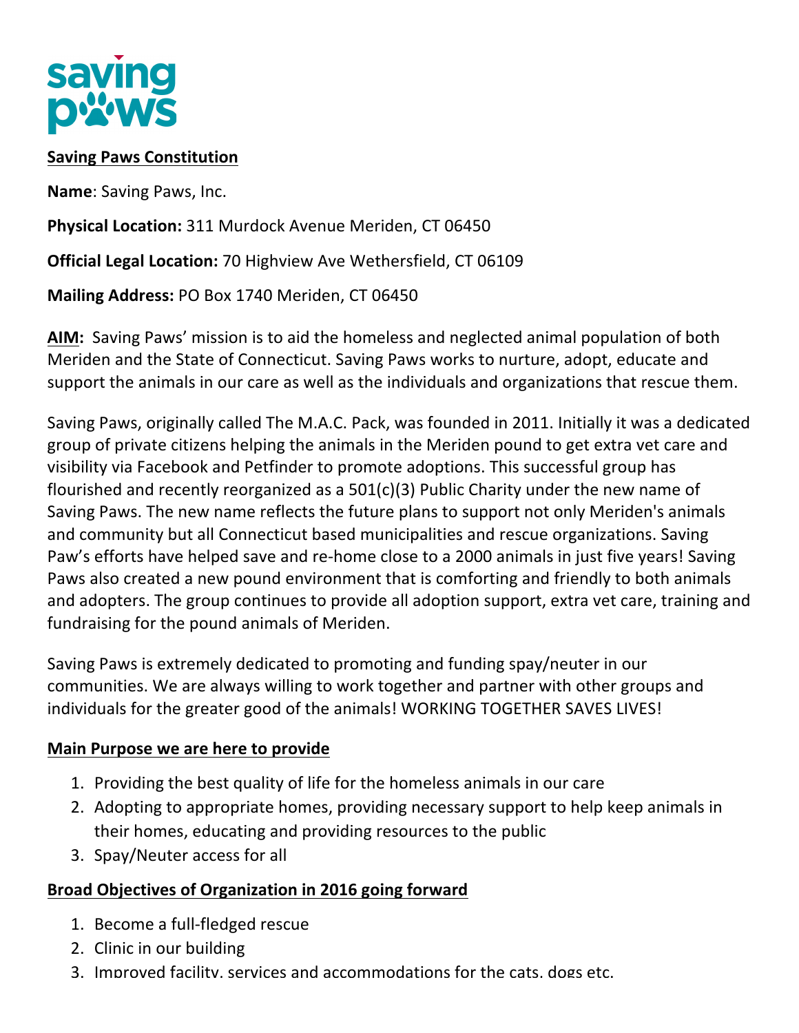saving paws

**Saving Paws Constitution**

**Name**: Saving Paws, Inc.

**Physical Location:** 311 Murdock Avenue Meriden, CT 06450

**Official Legal Location:** 70 Highview Ave Wethersfield, CT 06109

**Mailing Address:** PO Box 1740 Meriden, CT 06450

**AIM:** Saving Paws' mission is to aid the homeless and neglected animal population of both Meriden and the State of Connecticut. Saving Paws works to nurture, adopt, educate and support the animals in our care as well as the individuals and organizations that rescue them.

Saving Paws, originally called The M.A.C. Pack, was founded in 2011. Initially it was a dedicated group of private citizens helping the animals in the Meriden pound to get extra vet care and visibility via Facebook and Petfinder to promote adoptions. This successful group has flourished and recently reorganized as a 501(c)(3) Public Charity under the new name of Saving Paws. The new name reflects the future plans to support not only Meriden's animals and community but all Connecticut based municipalities and rescue organizations. Saving Paw's efforts have helped save and re-home close to a 2000 animals in just five years! Saving Paws also created a new pound environment that is comforting and friendly to both animals and adopters. The group continues to provide all adoption support, extra vet care, training and fundraising for the pound animals of Meriden.

Saving Paws is extremely dedicated to promoting and funding spay/neuter in our communities. We are always willing to work together and partner with other groups and individuals for the greater good of the animals! WORKING TOGETHER SAVES LIVES!

**Main Purpose we are here to provide**

1. Providing the best quality of life for the homeless animals in our care
2. Adopting to appropriate homes, providing necessary support to help keep animals in their homes, educating and providing resources to the public
3. Spay/Neuter access for all

**Broad Objectives of Organization in 2016 going forward**

1. Become a full-fledged rescue
2. Clinic in our building
3. Improved facility, services and accommodations for the cats, dogs etc.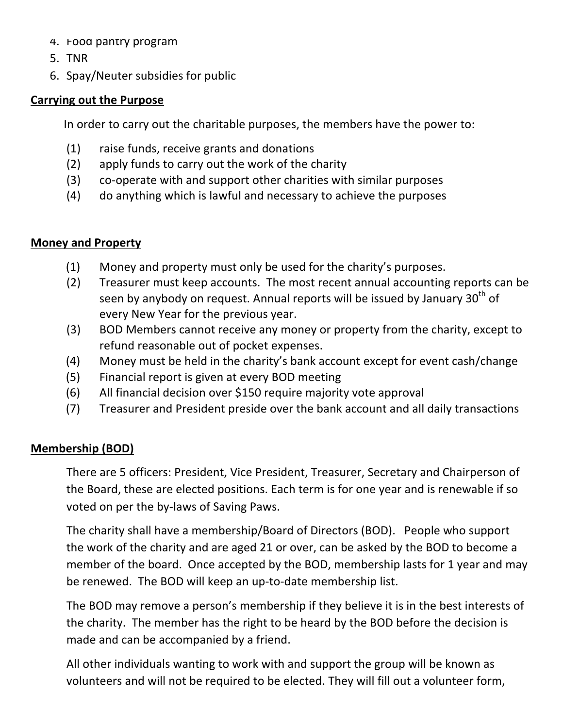4. Food pantry program
5. TNR
6. Spay/Neuter subsidies for public

**Carrying out the Purpose**

In order to carry out the charitable purposes, the members have the power to:

(1) raise funds, receive grants and donations
(2) apply funds to carry out the work of the charity
(3) co-operate with and support other charities with similar purposes
(4) do anything which is lawful and necessary to achieve the purposes

**Money and Property**

(1) Money and property must only be used for the charity's purposes.
(2) Treasurer must keep accounts. The most recent annual accounting reports can be seen by anybody on request. Annual reports will be issued by January 30th of every New Year for the previous year.
(3) BOD Members cannot receive any money or property from the charity, except to refund reasonable out of pocket expenses.
(4) Money must be held in the charity's bank account except for event cash/change
(5) Financial report is given at every BOD meeting
(6) All financial decision over $150 require majority vote approval
(7) Treasurer and President preside over the bank account and all daily transactions

**Membership (BOD)**

There are 5 officers: President, Vice President, Treasurer, Secretary and Chairperson of the Board, these are elected positions. Each term is for one year and is renewable if so voted on per the by-laws of Saving Paws.

The charity shall have a membership/Board of Directors (BOD). People who support the work of the charity and are aged 21 or over, can be asked by the BOD to become a member of the board. Once accepted by the BOD, membership lasts for 1 year and may be renewed. The BOD will keep an up-to-date membership list.

The BOD may remove a person's membership if they believe it is in the best interests of the charity. The member has the right to be heard by the BOD before the decision is made and can be accompanied by a friend.

All other individuals wanting to work with and support the group will be known as volunteers and will not be required to be elected. They will fill out a volunteer form,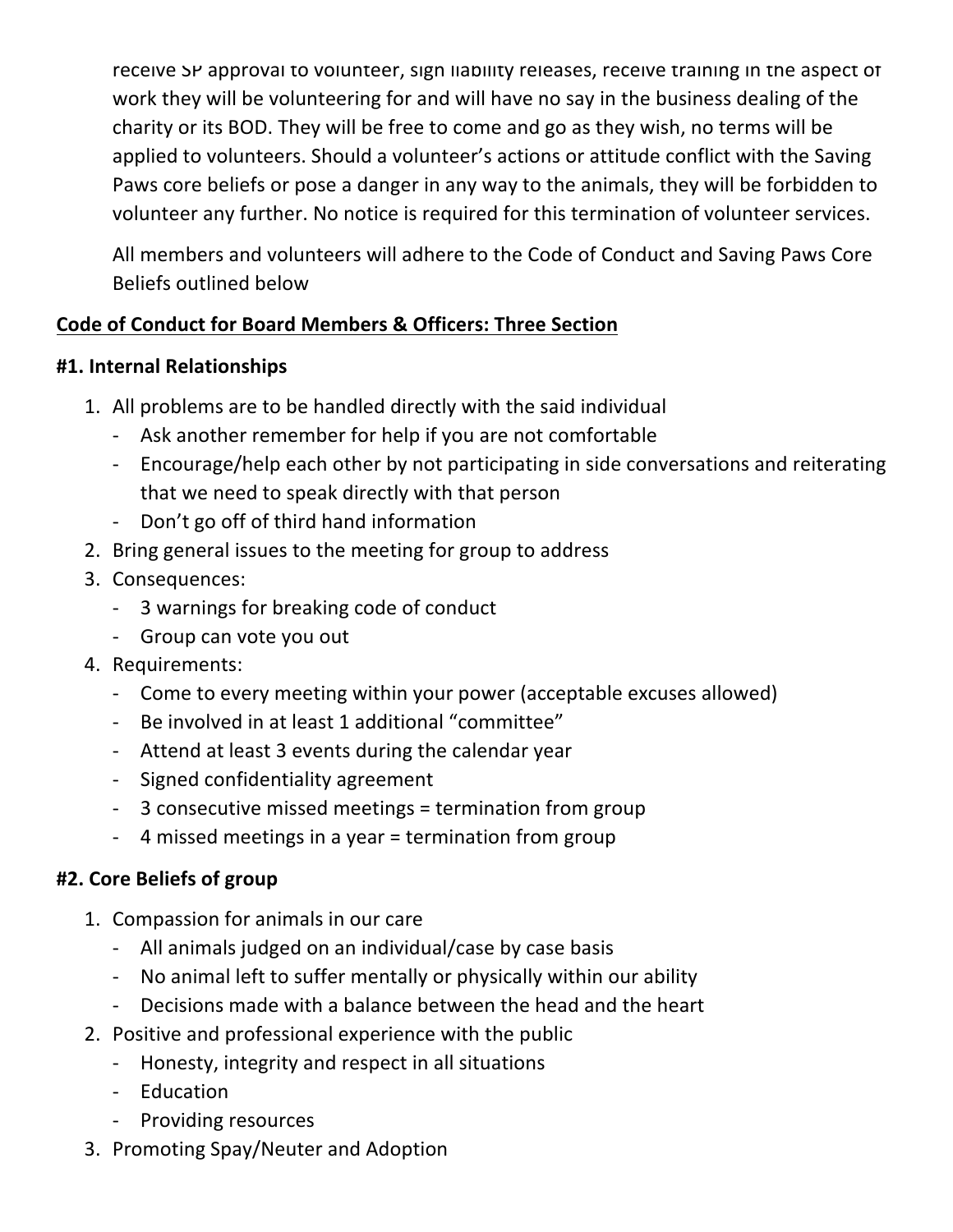receive SP approval to volunteer, sign liability releases, receive training in the aspect of work they will be volunteering for and will have no say in the business dealing of the charity or its BOD. They will be free to come and go as they wish, no terms will be applied to volunteers. Should a volunteer's actions or attitude conflict with the Saving Paws core beliefs or pose a danger in any way to the animals, they will be forbidden to volunteer any further. No notice is required for this termination of volunteer services.

All members and volunteers will adhere to the Code of Conduct and Saving Paws Core Beliefs outlined below

**Code of Conduct for Board Members & Officers: Three Section**

**#1. Internal Relationships**

1. All problems are to be handled directly with the said individual
   - Ask another remember for help if you are not comfortable
   - Encourage/help each other by not participating in side conversations and reiterating that we need to speak directly with that person
   - Don't go off of third hand information
2. Bring general issues to the meeting for group to address
3. Consequences:
   - 3 warnings for breaking code of conduct
   - Group can vote you out
4. Requirements:
   - Come to every meeting within your power (acceptable excuses allowed)
   - Be involved in at least 1 additional "committee"
   - Attend at least 3 events during the calendar year
   - Signed confidentiality agreement
   - 3 consecutive missed meetings = termination from group
   - 4 missed meetings in a year = termination from group

**#2. Core Beliefs of group**

1. Compassion for animals in our care
   - All animals judged on an individual/case by case basis
   - No animal left to suffer mentally or physically within our ability
   - Decisions made with a balance between the head and the heart
2. Positive and professional experience with the public
   - Honesty, integrity and respect in all situations
   - Education
   - Providing resources
3. Promoting Spay/Neuter and Adoption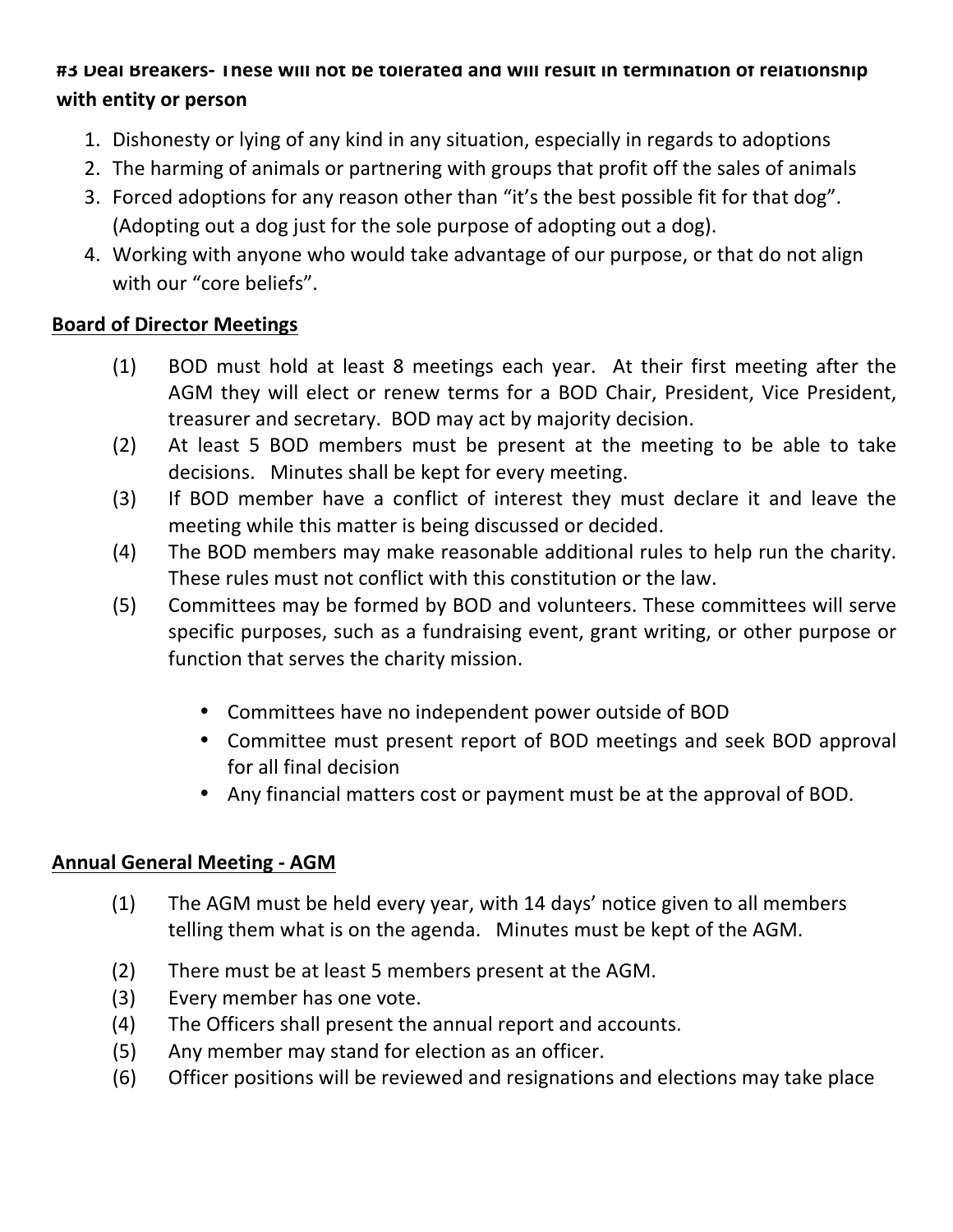**#3 Deal Breakers- These will not be tolerated and will result in termination of relationship with entity or person**

1. Dishonesty or lying of any kind in any situation, especially in regards to adoptions
2. The harming of animals or partnering with groups that profit off the sales of animals
3. Forced adoptions for any reason other than "it's the best possible fit for that dog". (Adopting out a dog just for the sole purpose of adopting out a dog).
4. Working with anyone who would take advantage of our purpose, or that do not align with our "core beliefs".

**<u>Board of Director Meetings</u>**

(1) BOD must hold at least 8 meetings each year. At their first meeting after the AGM they will elect or renew terms for a BOD Chair, President, Vice President, treasurer and secretary. BOD may act by majority decision.

(2) At least 5 BOD members must be present at the meeting to be able to take decisions. Minutes shall be kept for every meeting.

(3) If BOD member have a conflict of interest they must declare it and leave the meeting while this matter is being discussed or decided.

(4) The BOD members may make reasonable additional rules to help run the charity. These rules must not conflict with this constitution or the law.

(5) Committees may be formed by BOD and volunteers. These committees will serve specific purposes, such as a fundraising event, grant writing, or other purpose or function that serves the charity mission.

- Committees have no independent power outside of BOD
- Committee must present report of BOD meetings and seek BOD approval for all final decision
- Any financial matters cost or payment must be at the approval of BOD.

**<u>Annual General Meeting - AGM</u>**

(1) The AGM must be held every year, with 14 days' notice given to all members telling them what is on the agenda. Minutes must be kept of the AGM.

(2) There must be at least 5 members present at the AGM.

(3) Every member has one vote.

(4) The Officers shall present the annual report and accounts.

(5) Any member may stand for election as an officer.

(6) Officer positions will be reviewed and resignations and elections may take place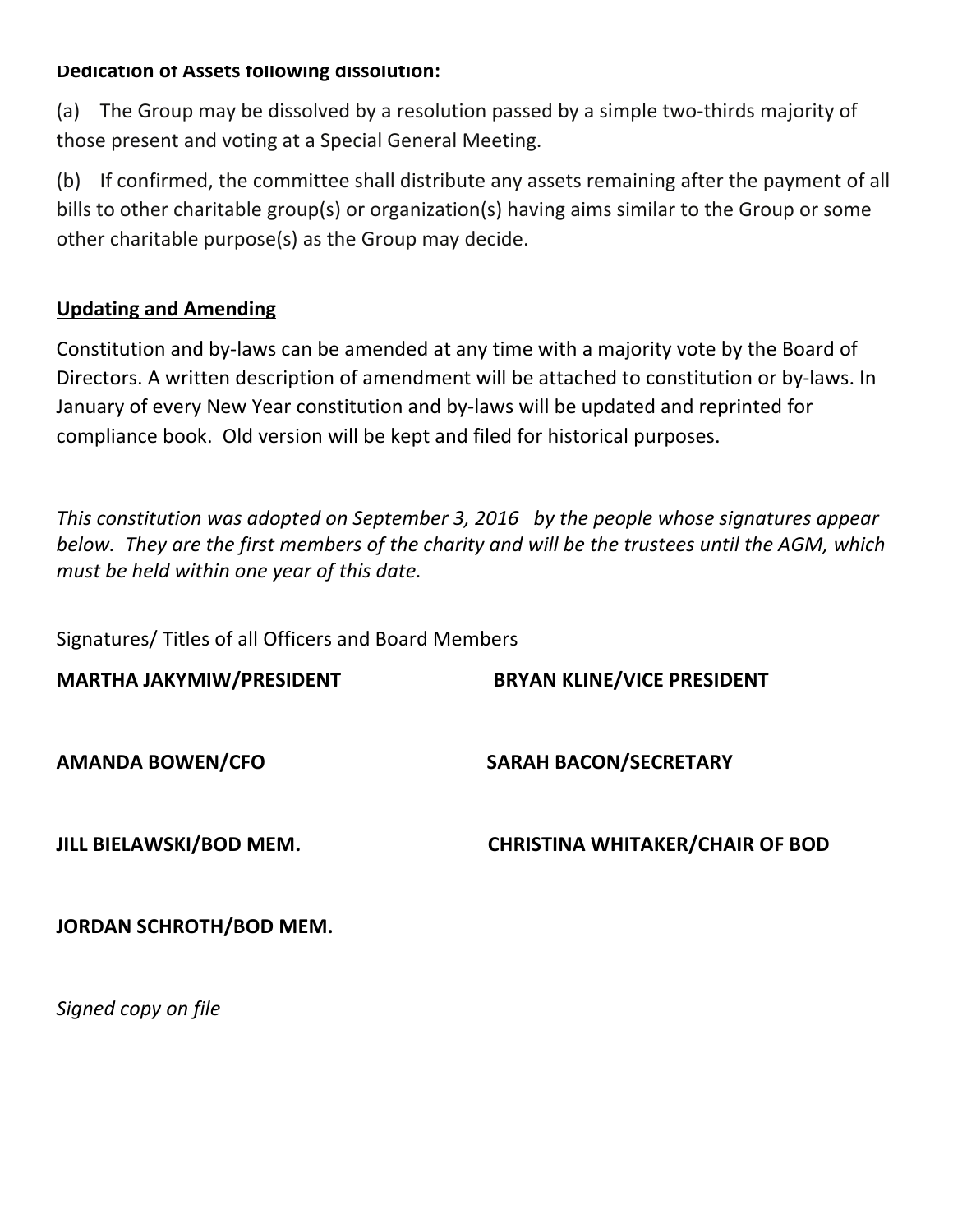**Dedication of Assets following dissolution:**

(a) The Group may be dissolved by a resolution passed by a simple two-thirds majority of those present and voting at a Special General Meeting.

(b) If confirmed, the committee shall distribute any assets remaining after the payment of all bills to other charitable group(s) or organization(s) having aims similar to the Group or some other charitable purpose(s) as the Group may decide.

**Updating and Amending**

Constitution and by-laws can be amended at any time with a majority vote by the Board of Directors. A written description of amendment will be attached to constitution or by-laws. In January of every New Year constitution and by-laws will be updated and reprinted for compliance book. Old version will be kept and filed for historical purposes.

*This constitution was adopted on September 3, 2016 by the people whose signatures appear below. They are the first members of the charity and will be the trustees until the AGM, which must be held within one year of this date.*

Signatures/ Titles of all Officers and Board Members

**MARTHA JAKYMIW/PRESIDENT**

**BRYAN KLINE/VICE PRESIDENT**

**AMANDA BOWEN/CFO**

**SARAH BACON/SECRETARY**

**JILL BIELAWSKI/BOD MEM.**

**CHRISTINA WHITAKER/CHAIR OF BOD**

**JORDAN SCHROTH/BOD MEM.**

*Signed copy on file*